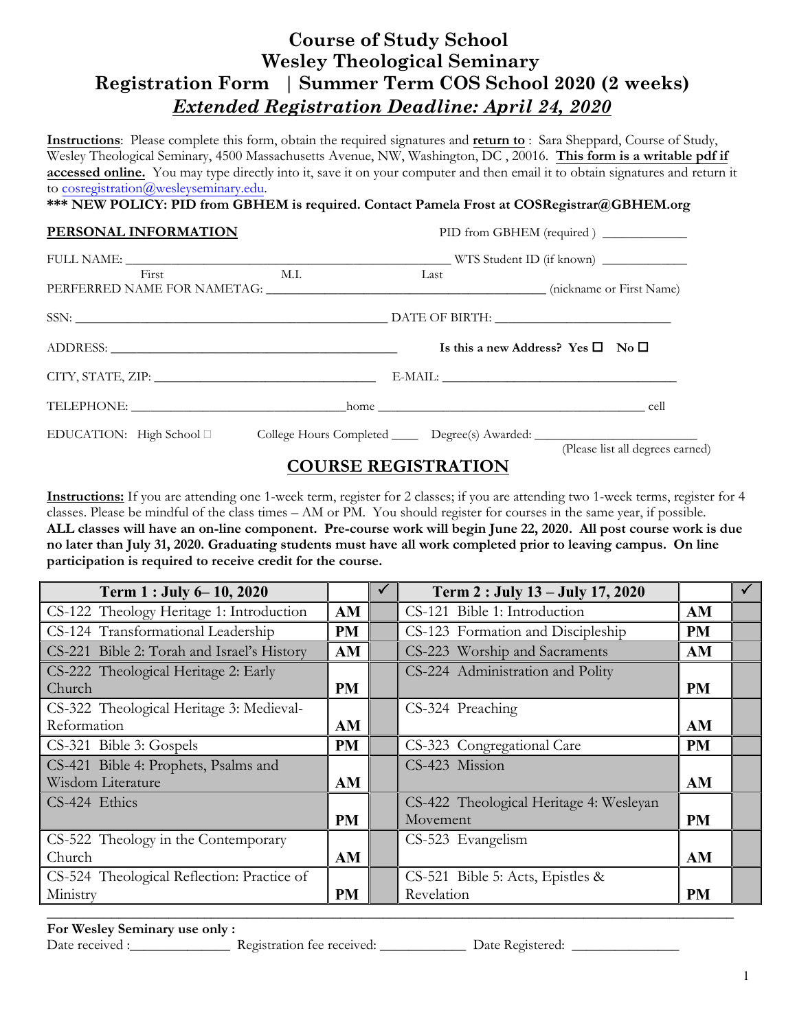# Course of Study School
# Wesley Theological Seminary
## Registration Form | Summer Term COS School 2020 (2 weeks)
## *Extended Registration Deadline: April 24, 2020*

**Instructions**: Please complete this form, obtain the required signatures and **return to** : Sara Sheppard, Course of Study, Wesley Theological Seminary, 4500 Massachusetts Avenue, NW, Washington, DC , 20016. **This form is a writable pdf if accessed online.** You may type directly into it, save it on your computer and then email it to obtain signatures and return it to cosregistration@wesleyseminary.edu.

**\*\*\* NEW POLICY: PID from GBHEM is required. Contact Pamela Frost at COSRegistrar@GBHEM.org**

**PERSONAL INFORMATION** PID from GBHEM (required ) ____________

FULL NAME: ______________________________________________ WTS Student ID (if known) ____________
First M.I. Last

PERFERRED NAME FOR NAMETAG: ________________________________________ (nickname or First Name)

SSN: ____________________________________________ DATE OF BIRTH: _________________________

ADDRESS: __________________________________________ **Is this a new Address? Yes ☐ No ☐**

CITY, STATE, ZIP: ________________________________ E-MAIL: ___________________________________

TELEPHONE: ______________________________home ________________________________________ cell

EDUCATION: High School ☐ College Hours Completed ____ Degree(s) Awarded: ________________________
(Please list all degrees earned)

## COURSE REGISTRATION

**Instructions:** If you are attending one 1-week term, register for 2 classes; if you are attending two 1-week terms, register for 4 classes. Please be mindful of the class times – AM or PM. You should register for courses in the same year, if possible. **ALL classes will have an on-line component. Pre-course work will begin June 22, 2020. All post course work is due no later than July 31, 2020. Graduating students must have all work completed prior to leaving campus. On line participation is required to receive credit for the course.**

| Term 1 : July 6– 10, 2020 | | ✓ | Term 2 : July 13 – July 17, 2020 | | ✓ |
|---|---|---|---|---|---|
| CS-122 Theology Heritage 1: Introduction | **AM** | | CS-121 Bible 1: Introduction | **AM** | |
| CS-124 Transformational Leadership | **PM** | | CS-123 Formation and Discipleship | **PM** | |
| CS-221 Bible 2: Torah and Israel's History | **AM** | | CS-223 Worship and Sacraments | **AM** | |
| CS-222 Theological Heritage 2: Early Church | **PM** | | CS-224 Administration and Polity | **PM** | |
| CS-322 Theological Heritage 3: Medieval-Reformation | **AM** | | CS-324 Preaching | **AM** | |
| CS-321 Bible 3: Gospels | **PM** | | CS-323 Congregational Care | **PM** | |
| CS-421 Bible 4: Prophets, Psalms and Wisdom Literature | **AM** | | CS-423 Mission | **AM** | |
| CS-424 Ethics | **PM** | | CS-422 Theological Heritage 4: Wesleyan Movement | **PM** | |
| CS-522 Theology in the Contemporary Church | **AM** | | CS-523 Evangelism | **AM** | |
| CS-524 Theological Reflection: Practice of Ministry | **PM** | | CS-521 Bible 5: Acts, Epistles & Revelation | **PM** | |

**For Wesley Seminary use only :**

Date received :______________ Registration fee received: ____________ Date Registered: _______________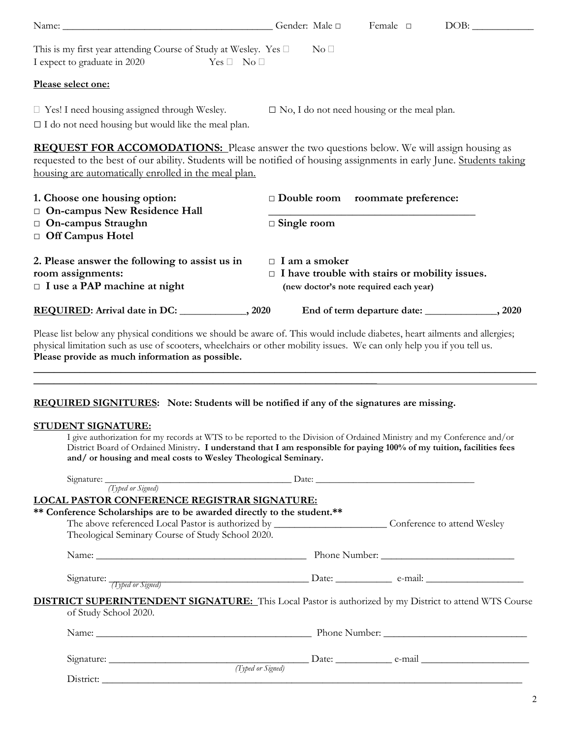Name: ________________________________________ Gender: Male □ Female □ DOB: ____________

This is my first year attending Course of Study at Wesley. Yes □ No □
I expect to graduate in 2020 Yes □ No □

**Please select one:**

□ Yes! I need housing assigned through Wesley. □ No, I do not need housing or the meal plan.
□ I do not need housing but would like the meal plan.

**REQUEST FOR ACCOMODATIONS:** Please answer the two questions below. We will assign housing as requested to the best of our ability. Students will be notified of housing assignments in early June. Students taking housing are automatically enrolled in the meal plan.

**1. Choose one housing option:**
- □ **On-campus New Residence Hall**
- □ **On-campus Straughn**
- □ **Off Campus Hotel**

□ **Double room** **roommate preference:** ________________________________________
□ **Single room**

**2. Please answer the following to assist us in room assignments:**
- □ **I use a PAP machine at night**
- □ **I am a smoker**
- □ **I have trouble with stairs or mobility issues.** **(new doctor's note required each year)**

**REQUIRED: Arrival date in DC: _____________, 2020** **End of term departure date: ______________, 2020**

Please list below any physical conditions we should be aware of. This would include diabetes, heart ailments and allergies; physical limitation such as use of scooters, wheelchairs or other mobility issues. We can only help you if you tell us. **Please provide as much information as possible.**

________________________________________________________________________________________________

________________________________________________________________________________________________

**REQUIRED SIGNITURES: Note: Students will be notified if any of the signatures are missing.**

**STUDENT SIGNATURE:**

I give authorization for my records at WTS to be reported to the Division of Ordained Ministry and my Conference and/or District Board of Ordained Ministry. **I understand that I am responsible for paying 100% of my tuition, facilities fees and/ or housing and meal costs to Wesley Theological Seminary.**

Signature: ________________________________________ Date: __________________________________
*(Typed or Signed)*

**LOCAL PASTOR CONFERENCE REGISTRAR SIGNATURE:**

**** Conference Scholarships are to be awarded directly to the student.****

The above referenced Local Pastor is authorized by ______________________ Conference to attend Wesley Theological Seminary Course of Study School 2020.

Name: ____________________________________________ Phone Number: __________________________

Signature: ________________________________________ Date: ___________ e-mail: ___________________
*(Typed or Signed)*

**DISTRICT SUPERINTENDENT SIGNATURE:** This Local Pastor is authorized by my District to attend WTS Course of Study School 2020.

Name: ____________________________________________ Phone Number: ____________________________

Signature: ________________________________________ Date: ___________ e-mail ______________________
*(Typed or Signed)*

District: ________________________________________________________________________________________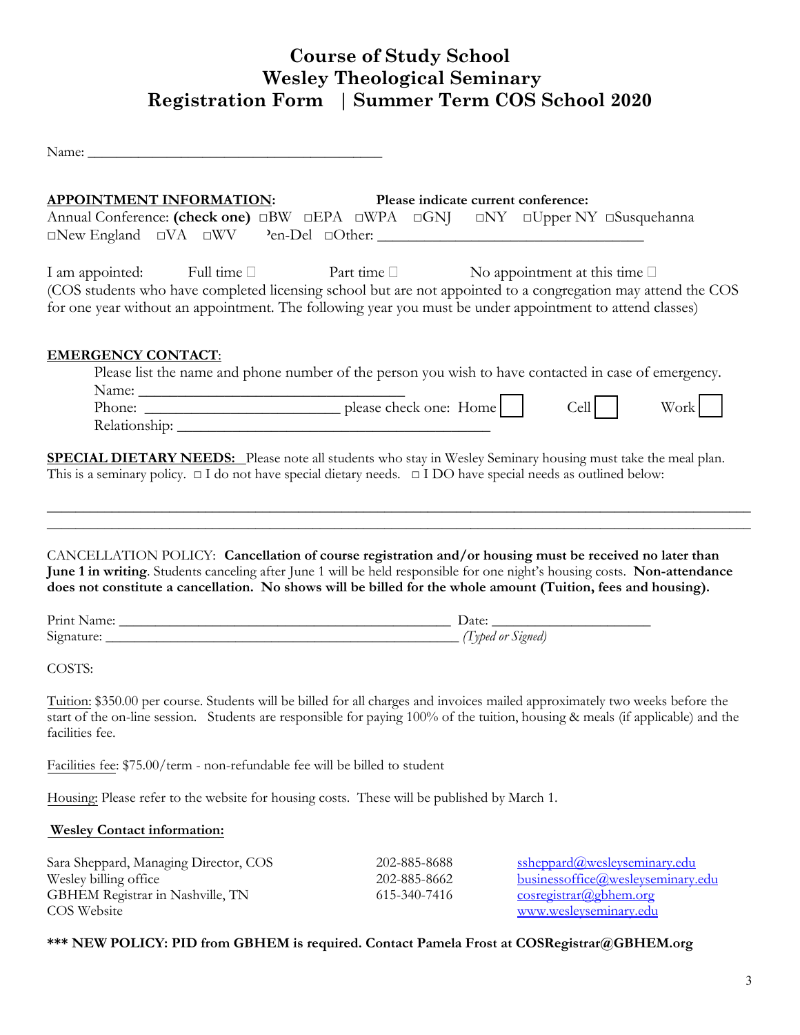# Course of Study School
# Wesley Theological Seminary
# Registration Form | Summer Term COS School 2020

Name: ________________________________________

**APPOINTMENT INFORMATION:** **Please indicate current conference:**

Annual Conference: **(check one)** □BW □EPA □WPA □GNJ □NY □Upper NY □Susquehanna □New England □VA □WV ᴾen-Del □Other: ___________________________________

I am appointed: Full time □ Part time □ No appointment at this time □

(COS students who have completed licensing school but are not appointed to a congregation may attend the COS for one year without an appointment. The following year you must be under appointment to attend classes)

**EMERGENCY CONTACT:**

Please list the name and phone number of the person you wish to have contacted in case of emergency.

Name: ____________________________________

Phone: ________________________ please check one: Home □ Cell □ Work □

Relationship: ________________________________________

**SPECIAL DIETARY NEEDS:** Please note all students who stay in Wesley Seminary housing must take the meal plan. This is a seminary policy. □ I do not have special dietary needs. □ I DO have special needs as outlined below:

_____________________________________________________________________________________

_____________________________________________________________________________________

CANCELLATION POLICY: **Cancellation of course registration and/or housing must be received no later than June 1 in writing**. Students canceling after June 1 will be held responsible for one night's housing costs. **Non-attendance does not constitute a cancellation. No shows will be billed for the whole amount (Tuition, fees and housing).**

Print Name: _____________________________________________ Date: _____________________

Signature: _______________________________________________ *(Typed or Signed)*

COSTS:

Tuition: $350.00 per course. Students will be billed for all charges and invoices mailed approximately two weeks before the start of the on-line session. Students are responsible for paying 100% of the tuition, housing & meals (if applicable) and the facilities fee.

Facilities fee: $75.00/term - non-refundable fee will be billed to student

Housing: Please refer to the website for housing costs. These will be published by March 1.

**Wesley Contact information:**

| | | |
|---|---|---|
| Sara Sheppard, Managing Director, COS | 202-885-8688 | ssheppard@wesleyseminary.edu |
| Wesley billing office | 202-885-8662 | businessoffice@wesleyseminary.edu |
| GBHEM Registrar in Nashville, TN | 615-340-7416 | cosregistrar@gbhem.org |
| COS Website | | www.wesleyseminary.edu |

**\*\*\* NEW POLICY: PID from GBHEM is required. Contact Pamela Frost at COSRegistrar@GBHEM.org**